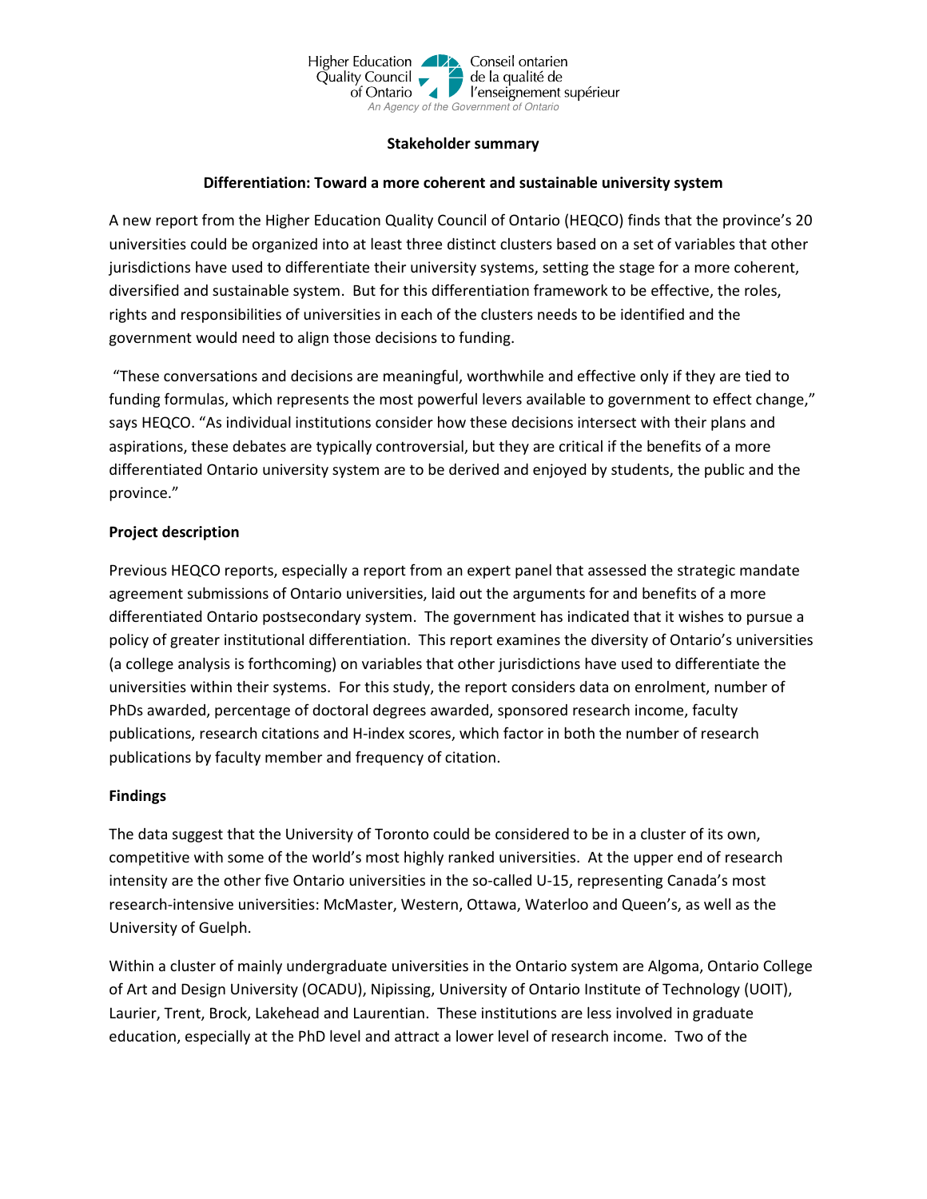Higher Education Quality Council of Ontario

Conseil ontarien de la qualité de l'enseignement supérieur

*An Agency of the Government of Ontario*

**Stakeholder summary**

**Differentiation: Toward a more coherent and sustainable university system**

A new report from the Higher Education Quality Council of Ontario (HEQCO) finds that the province's 20 universities could be organized into at least three distinct clusters based on a set of variables that other jurisdictions have used to differentiate their university systems, setting the stage for a more coherent, diversified and sustainable system. But for this differentiation framework to be effective, the roles, rights and responsibilities of universities in each of the clusters needs to be identified and the government would need to align those decisions to funding.

"These conversations and decisions are meaningful, worthwhile and effective only if they are tied to funding formulas, which represents the most powerful levers available to government to effect change," says HEQCO. "As individual institutions consider how these decisions intersect with their plans and aspirations, these debates are typically controversial, but they are critical if the benefits of a more differentiated Ontario university system are to be derived and enjoyed by students, the public and the province."

**Project description**

Previous HEQCO reports, especially a report from an expert panel that assessed the strategic mandate agreement submissions of Ontario universities, laid out the arguments for and benefits of a more differentiated Ontario postsecondary system. The government has indicated that it wishes to pursue a policy of greater institutional differentiation. This report examines the diversity of Ontario's universities (a college analysis is forthcoming) on variables that other jurisdictions have used to differentiate the universities within their systems. For this study, the report considers data on enrolment, number of PhDs awarded, percentage of doctoral degrees awarded, sponsored research income, faculty publications, research citations and H-index scores, which factor in both the number of research publications by faculty member and frequency of citation.

**Findings**

The data suggest that the University of Toronto could be considered to be in a cluster of its own, competitive with some of the world's most highly ranked universities. At the upper end of research intensity are the other five Ontario universities in the so-called U-15, representing Canada's most research-intensive universities: McMaster, Western, Ottawa, Waterloo and Queen's, as well as the University of Guelph.

Within a cluster of mainly undergraduate universities in the Ontario system are Algoma, Ontario College of Art and Design University (OCADU), Nipissing, University of Ontario Institute of Technology (UOIT), Laurier, Trent, Brock, Lakehead and Laurentian. These institutions are less involved in graduate education, especially at the PhD level and attract a lower level of research income. Two of the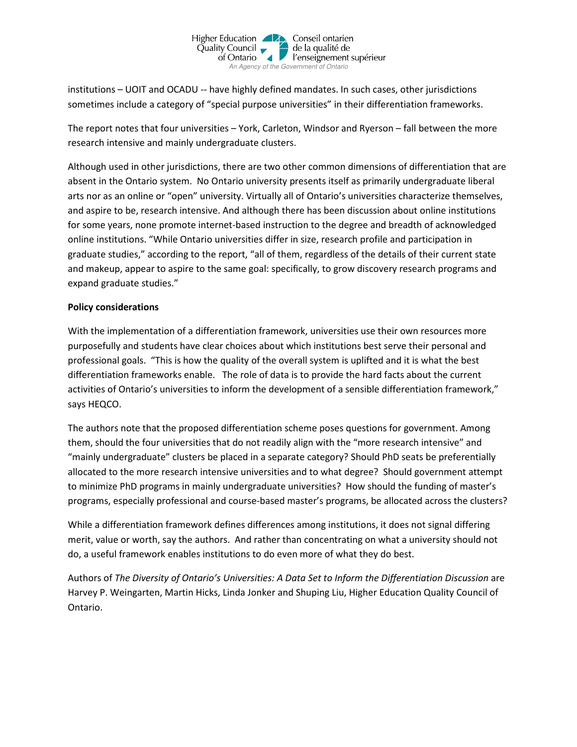institutions – UOIT and OCADU -- have highly defined mandates. In such cases, other jurisdictions sometimes include a category of "special purpose universities" in their differentiation frameworks.

The report notes that four universities – York, Carleton, Windsor and Ryerson – fall between the more research intensive and mainly undergraduate clusters.

Although used in other jurisdictions, there are two other common dimensions of differentiation that are absent in the Ontario system. No Ontario university presents itself as primarily undergraduate liberal arts nor as an online or "open" university. Virtually all of Ontario's universities characterize themselves, and aspire to be, research intensive. And although there has been discussion about online institutions for some years, none promote internet-based instruction to the degree and breadth of acknowledged online institutions. "While Ontario universities differ in size, research profile and participation in graduate studies," according to the report, "all of them, regardless of the details of their current state and makeup, appear to aspire to the same goal: specifically, to grow discovery research programs and expand graduate studies."

**Policy considerations**

With the implementation of a differentiation framework, universities use their own resources more purposefully and students have clear choices about which institutions best serve their personal and professional goals. "This is how the quality of the overall system is uplifted and it is what the best differentiation frameworks enable. The role of data is to provide the hard facts about the current activities of Ontario's universities to inform the development of a sensible differentiation framework," says HEQCO.

The authors note that the proposed differentiation scheme poses questions for government. Among them, should the four universities that do not readily align with the "more research intensive" and "mainly undergraduate" clusters be placed in a separate category? Should PhD seats be preferentially allocated to the more research intensive universities and to what degree? Should government attempt to minimize PhD programs in mainly undergraduate universities? How should the funding of master's programs, especially professional and course-based master's programs, be allocated across the clusters?

While a differentiation framework defines differences among institutions, it does not signal differing merit, value or worth, say the authors. And rather than concentrating on what a university should not do, a useful framework enables institutions to do even more of what they do best.

Authors of *The Diversity of Ontario's Universities: A Data Set to Inform the Differentiation Discussion* are Harvey P. Weingarten, Martin Hicks, Linda Jonker and Shuping Liu, Higher Education Quality Council of Ontario.